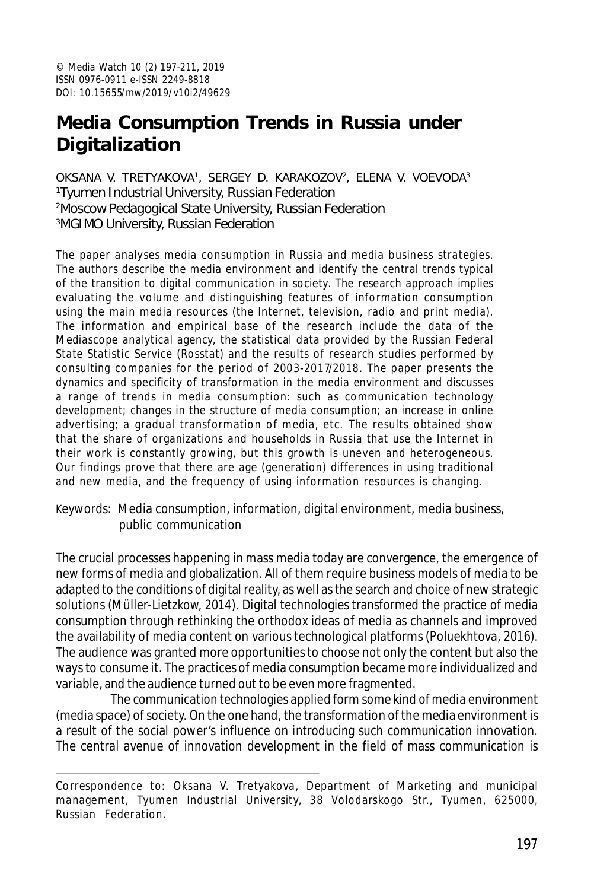# Media Consumption Trends in Russia under Digitalization

OKSANA V. TRETYAKOVA[1], SERGEY D. KARAKOZOV[2], ELENA V. VOEVODA[3]
[1]Tyumen Industrial University, Russian Federation
[2]Moscow Pedagogical State University, Russian Federation
[3]MGIMO University, Russian Federation

The paper analyses media consumption in Russia and media business strategies. The authors describe the media environment and identify the central trends typical of the transition to digital communication in society. The research approach implies evaluating the volume and distinguishing features of information consumption using the main media resources (the Internet, television, radio and print media). The information and empirical base of the research include the data of the Mediascope analytical agency, the statistical data provided by the Russian Federal State Statistic Service (Rosstat) and the results of research studies performed by consulting companies for the period of 2003-2017/2018. The paper presents the dynamics and specificity of transformation in the media environment and discusses a range of trends in media consumption: such as communication technology development; changes in the structure of media consumption; an increase in online advertising; a gradual transformation of media, etc. The results obtained show that the share of organizations and households in Russia that use the Internet in their work is constantly growing, but this growth is uneven and heterogeneous. Our findings prove that there are age (generation) differences in using traditional and new media, and the frequency of using information resources is changing.

Keywords: Media consumption, information, digital environment, media business, public communication

The crucial processes happening in mass media today are convergence, the emergence of new forms of media and globalization. All of them require business models of media to be adapted to the conditions of digital reality, as well as the search and choice of new strategic solutions (Müller-Lietzkow, 2014). Digital technologies transformed the practice of media consumption through rethinking the orthodox ideas of media as channels and improved the availability of media content on various technological platforms (Poluekhtova, 2016). The audience was granted more opportunities to choose not only the content but also the ways to consume it. The practices of media consumption became more individualized and variable, and the audience turned out to be even more fragmented.

The communication technologies applied form some kind of media environment (media space) of society. On the one hand, the transformation of the media environment is a result of the social power's influence on introducing such communication innovation. The central avenue of innovation development in the field of mass communication is

---

Correspondence to: Oksana V. Tretyakova, Department of Marketing and municipal management, Tyumen Industrial University, 38 Volodarskogo Str., Tyumen, 625000, Russian Federation.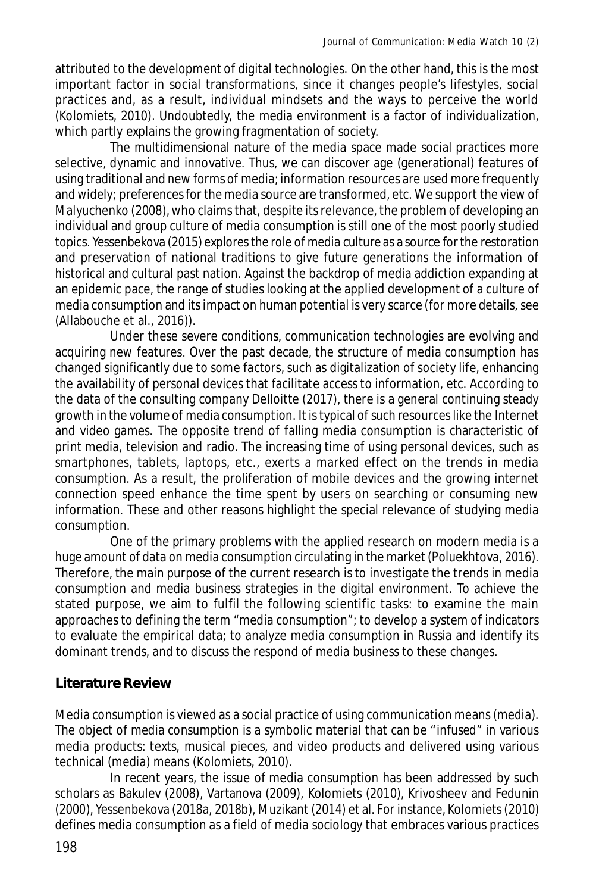attributed to the development of digital technologies. On the other hand, this is the most important factor in social transformations, since it changes people's lifestyles, social practices and, as a result, individual mindsets and the ways to perceive the world (Kolomiets, 2010). Undoubtedly, the media environment is a factor of individualization, which partly explains the growing fragmentation of society.

The multidimensional nature of the media space made social practices more selective, dynamic and innovative. Thus, we can discover age (generational) features of using traditional and new forms of media; information resources are used more frequently and widely; preferences for the media source are transformed, etc. We support the view of Malyuchenko (2008), who claims that, despite its relevance, the problem of developing an individual and group culture of media consumption is still one of the most poorly studied topics. Yessenbekova (2015) explores the role of media culture as a source for the restoration and preservation of national traditions to give future generations the information of historical and cultural past nation. Against the backdrop of media addiction expanding at an epidemic pace, the range of studies looking at the applied development of a culture of media consumption and its impact on human potential is very scarce (for more details, see (Allabouche et al., 2016)).

Under these severe conditions, communication technologies are evolving and acquiring new features. Over the past decade, the structure of media consumption has changed significantly due to some factors, such as digitalization of society life, enhancing the availability of personal devices that facilitate access to information, etc. According to the data of the consulting company Delloitte (2017), there is a general continuing steady growth in the volume of media consumption. It is typical of such resources like the Internet and video games. The opposite trend of falling media consumption is characteristic of print media, television and radio. The increasing time of using personal devices, such as smartphones, tablets, laptops, etc., exerts a marked effect on the trends in media consumption. As a result, the proliferation of mobile devices and the growing internet connection speed enhance the time spent by users on searching or consuming new information. These and other reasons highlight the special relevance of studying media consumption.

One of the primary problems with the applied research on modern media is a huge amount of data on media consumption circulating in the market (Poluekhtova, 2016). Therefore, the main purpose of the current research is to investigate the trends in media consumption and media business strategies in the digital environment. To achieve the stated purpose, we aim to fulfil the following scientific tasks: to examine the main approaches to defining the term "media consumption"; to develop a system of indicators to evaluate the empirical data; to analyze media consumption in Russia and identify its dominant trends, and to discuss the respond of media business to these changes.

## Literature Review

Media consumption is viewed as a social practice of using communication means (media). The object of media consumption is a symbolic material that can be "infused" in various media products: texts, musical pieces, and video products and delivered using various technical (media) means (Kolomiets, 2010).

In recent years, the issue of media consumption has been addressed by such scholars as Bakulev (2008), Vartanova (2009), Kolomiets (2010), Krivosheev and Fedunin (2000), Yessenbekova (2018a, 2018b), Muzikant (2014) et al. For instance, Kolomiets (2010) defines media consumption as a field of media sociology that embraces various practices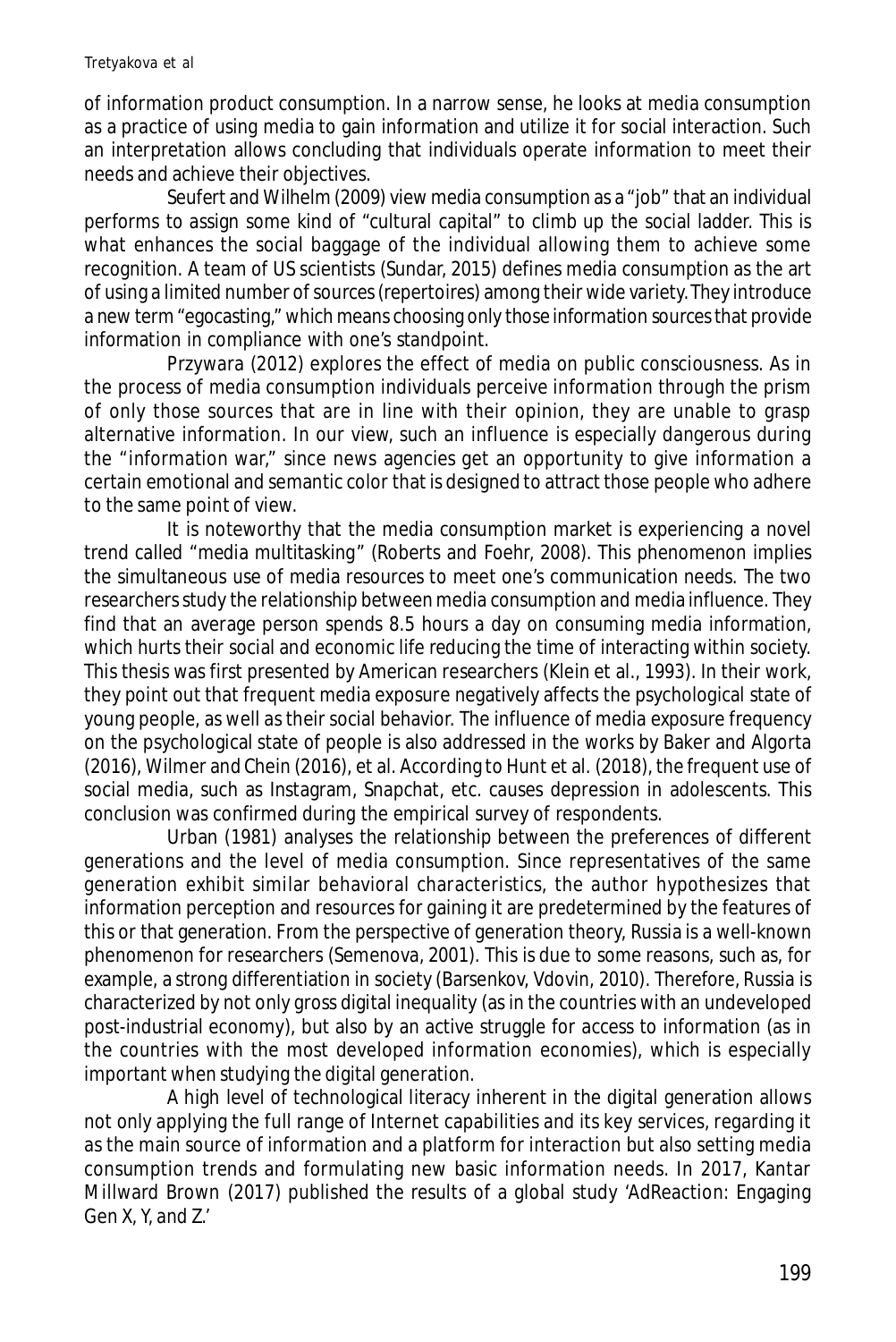of information product consumption. In a narrow sense, he looks at media consumption as a practice of using media to gain information and utilize it for social interaction. Such an interpretation allows concluding that individuals operate information to meet their needs and achieve their objectives.

Seufert and Wilhelm (2009) view media consumption as a "job" that an individual performs to assign some kind of "cultural capital" to climb up the social ladder. This is what enhances the social baggage of the individual allowing them to achieve some recognition. A team of US scientists (Sundar, 2015) defines media consumption as the art of using a limited number of sources (repertoires) among their wide variety. They introduce a new term "egocasting," which means choosing only those information sources that provide information in compliance with one's standpoint.

Przywara (2012) explores the effect of media on public consciousness. As in the process of media consumption individuals perceive information through the prism of only those sources that are in line with their opinion, they are unable to grasp alternative information. In our view, such an influence is especially dangerous during the "information war," since news agencies get an opportunity to give information a certain emotional and semantic color that is designed to attract those people who adhere to the same point of view.

It is noteworthy that the media consumption market is experiencing a novel trend called "media multitasking" (Roberts and Foehr, 2008). This phenomenon implies the simultaneous use of media resources to meet one's communication needs. The two researchers study the relationship between media consumption and media influence. They find that an average person spends 8.5 hours a day on consuming media information, which hurts their social and economic life reducing the time of interacting within society. This thesis was first presented by American researchers (Klein et al., 1993). In their work, they point out that frequent media exposure negatively affects the psychological state of young people, as well as their social behavior. The influence of media exposure frequency on the psychological state of people is also addressed in the works by Baker and Algorta (2016), Wilmer and Chein (2016), et al. According to Hunt et al. (2018), the frequent use of social media, such as Instagram, Snapchat, etc. causes depression in adolescents. This conclusion was confirmed during the empirical survey of respondents.

Urban (1981) analyses the relationship between the preferences of different generations and the level of media consumption. Since representatives of the same generation exhibit similar behavioral characteristics, the author hypothesizes that information perception and resources for gaining it are predetermined by the features of this or that generation. From the perspective of generation theory, Russia is a well-known phenomenon for researchers (Semenova, 2001). This is due to some reasons, such as, for example, a strong differentiation in society (Barsenkov, Vdovin, 2010). Therefore, Russia is characterized by not only gross digital inequality (as in the countries with an undeveloped post-industrial economy), but also by an active struggle for access to information (as in the countries with the most developed information economies), which is especially important when studying the digital generation.

A high level of technological literacy inherent in the digital generation allows not only applying the full range of Internet capabilities and its key services, regarding it as the main source of information and a platform for interaction but also setting media consumption trends and formulating new basic information needs. In 2017, Kantar Millward Brown (2017) published the results of a global study 'AdReaction: Engaging Gen X, Y, and Z.'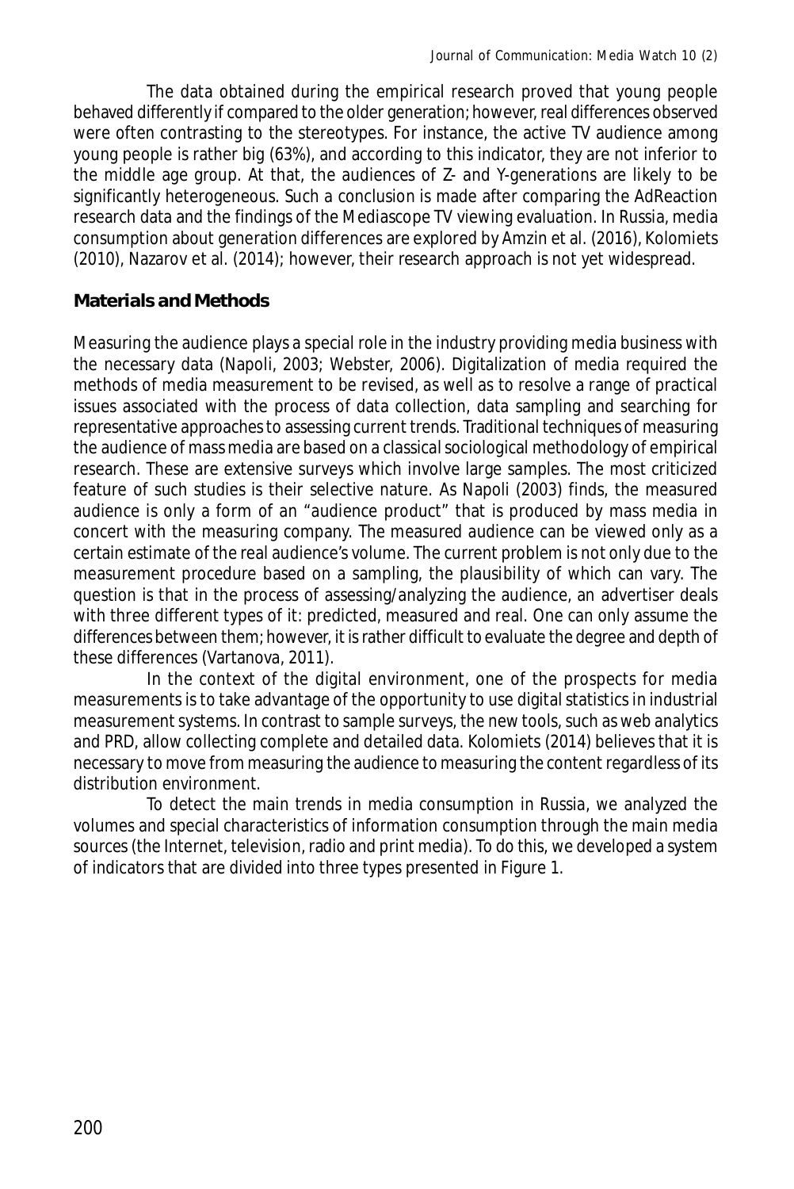The data obtained during the empirical research proved that young people behaved differently if compared to the older generation; however, real differences observed were often contrasting to the stereotypes. For instance, the active TV audience among young people is rather big (63%), and according to this indicator, they are not inferior to the middle age group. At that, the audiences of Z- and Y-generations are likely to be significantly heterogeneous. Such a conclusion is made after comparing the AdReaction research data and the findings of the Mediascope TV viewing evaluation. In Russia, media consumption about generation differences are explored by Amzin et al. (2016), Kolomiets (2010), Nazarov et al. (2014); however, their research approach is not yet widespread.

## Materials and Methods

Measuring the audience plays a special role in the industry providing media business with the necessary data (Napoli, 2003; Webster, 2006). Digitalization of media required the methods of media measurement to be revised, as well as to resolve a range of practical issues associated with the process of data collection, data sampling and searching for representative approaches to assessing current trends. Traditional techniques of measuring the audience of mass media are based on a classical sociological methodology of empirical research. These are extensive surveys which involve large samples. The most criticized feature of such studies is their selective nature. As Napoli (2003) finds, the measured audience is only a form of an "audience product" that is produced by mass media in concert with the measuring company. The measured audience can be viewed only as a certain estimate of the real audience's volume. The current problem is not only due to the measurement procedure based on a sampling, the plausibility of which can vary. The question is that in the process of assessing/analyzing the audience, an advertiser deals with three different types of it: predicted, measured and real. One can only assume the differences between them; however, it is rather difficult to evaluate the degree and depth of these differences (Vartanova, 2011).

In the context of the digital environment, one of the prospects for media measurements is to take advantage of the opportunity to use digital statistics in industrial measurement systems. In contrast to sample surveys, the new tools, such as web analytics and PRD, allow collecting complete and detailed data. Kolomiets (2014) believes that it is necessary to move from measuring the audience to measuring the content regardless of its distribution environment.

To detect the main trends in media consumption in Russia, we analyzed the volumes and special characteristics of information consumption through the main media sources (the Internet, television, radio and print media). To do this, we developed a system of indicators that are divided into three types presented in Figure 1.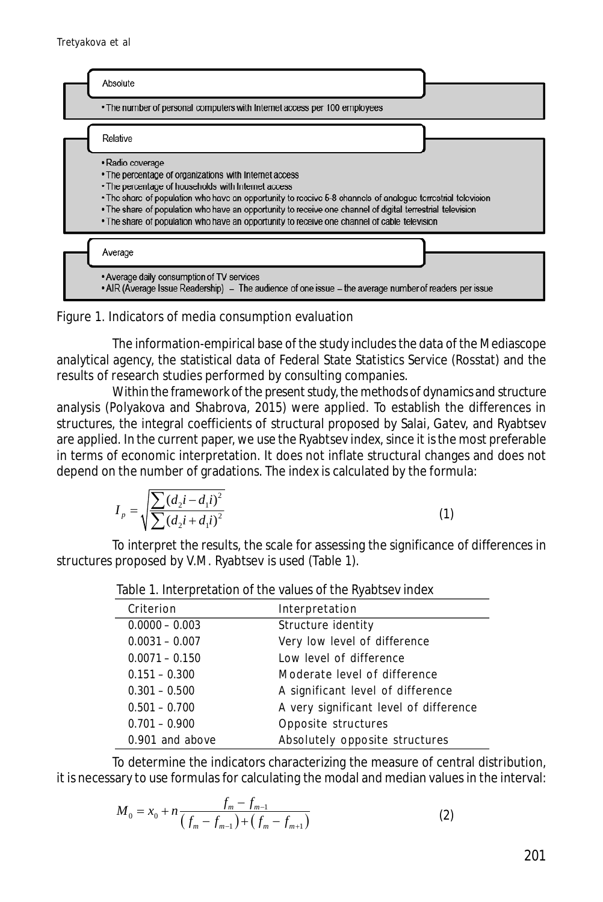Absolute

- The number of personal computers with Internet access per 100 employees

Relative

- Radio coverage
- The percentage of organizations with Internet access
- The percentage of households with Internet access
- The share of population who have an opportunity to receive 6-8 channels of analogue terrestrial television
- The share of population who have an opportunity to receive one channel of digital terrestrial television
- The share of population who have an opportunity to receive one channel of cable television

Average

- Average daily consumption of TV services
- AIR (Average Issue Readership) – The audience of one issue – the average number of readers per issue

Figure 1. Indicators of media consumption evaluation

The information-empirical base of the study includes the data of the Mediascope analytical agency, the statistical data of Federal State Statistics Service (Rosstat) and the results of research studies performed by consulting companies.

Within the framework of the present study, the methods of dynamics and structure analysis (Polyakova and Shabrova, 2015) were applied. To establish the differences in structures, the integral coefficients of structural proposed by Salai, Gatev, and Ryabtsev are applied. In the current paper, we use the Ryabtsev index, since it is the most preferable in terms of economic interpretation. It does not inflate structural changes and does not depend on the number of gradations. The index is calculated by the formula:

$$I_p = \sqrt{\frac{\sum (d_2 i - d_1 i)^2}{\sum (d_2 i + d_1 i)^2}} \quad (1)$$

To interpret the results, the scale for assessing the significance of differences in structures proposed by V.M. Ryabtsev is used (Table 1).

Table 1. Interpretation of the values of the Ryabtsev index

| Criterion | Interpretation |
|---|---|
| 0.0000 – 0.003 | Structure identity |
| 0.0031 – 0.007 | Very low level of difference |
| 0.0071 – 0.150 | Low level of difference |
| 0.151 – 0.300 | Moderate level of difference |
| 0.301 – 0.500 | A significant level of difference |
| 0.501 – 0.700 | A very significant level of difference |
| 0.701 – 0.900 | Opposite structures |
| 0.901 and above | Absolutely opposite structures |

To determine the indicators characterizing the measure of central distribution, it is necessary to use formulas for calculating the modal and median values in the interval:

$$M_0 = x_0 + n\frac{f_m - f_{m-1}}{(f_m - f_{m-1}) + (f_m - f_{m+1})} \quad (2)$$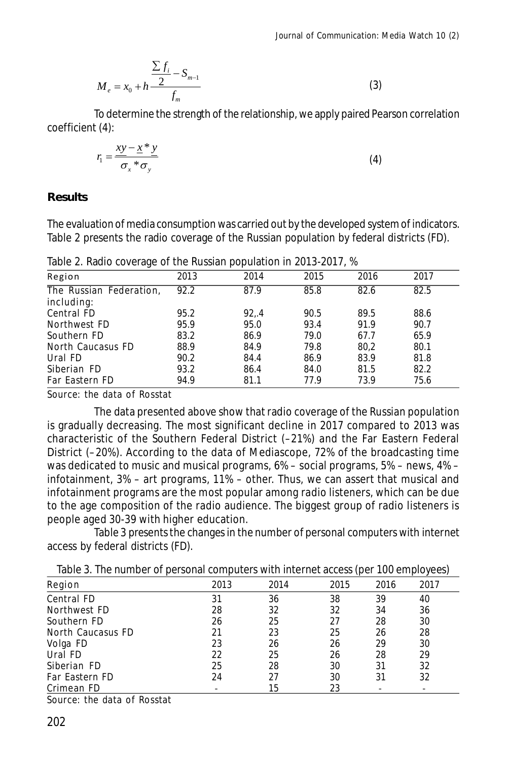$$M_e = x_0 + h\frac{\frac{\sum f_i}{2} - S_{m-1}}{f_m} \quad (3)$$

To determine the strength of the relationship, we apply paired Pearson correlation coefficient (4):

$$r_1 = \frac{\underline{xy} - \underline{x} * \underline{y}}{\sigma_x * \sigma_y} \quad (4)$$

## Results

The evaluation of media consumption was carried out by the developed system of indicators. Table 2 presents the radio coverage of the Russian population by federal districts (FD).

Table 2. Radio coverage of the Russian population in 2013-2017, %

| Region | 2013 | 2014 | 2015 | 2016 | 2017 |
|---|---|---|---|---|---|
| The Russian Federation, including: | 92.2 | 87.9 | 85.8 | 82.6 | 82.5 |
| Central FD | 95.2 | 92,.4 | 90.5 | 89.5 | 88.6 |
| Northwest FD | 95.9 | 95.0 | 93.4 | 91.9 | 90.7 |
| Southern FD | 83.2 | 86.9 | 79.0 | 67.7 | 65.9 |
| North Caucasus FD | 88.9 | 84.9 | 79.8 | 80,2 | 80.1 |
| Ural FD | 90.2 | 84.4 | 86.9 | 83.9 | 81.8 |
| Siberian FD | 93.2 | 86.4 | 84.0 | 81.5 | 82.2 |
| Far Eastern FD | 94.9 | 81.1 | 77.9 | 73.9 | 75.6 |

Source: the data of Rosstat

The data presented above show that radio coverage of the Russian population is gradually decreasing. The most significant decline in 2017 compared to 2013 was characteristic of the Southern Federal District (–21%) and the Far Eastern Federal District (–20%). According to the data of Mediascope, 72% of the broadcasting time was dedicated to music and musical programs, 6% – social programs, 5% – news, 4% – infotainment, 3% – art programs, 11% – other. Thus, we can assert that musical and infotainment programs are the most popular among radio listeners, which can be due to the age composition of the radio audience. The biggest group of radio listeners is people aged 30-39 with higher education.

Table 3 presents the changes in the number of personal computers with internet access by federal districts (FD).

Table 3. The number of personal computers with internet access (per 100 employees)

| Region | 2013 | 2014 | 2015 | 2016 | 2017 |
|---|---|---|---|---|---|
| Central FD | 31 | 36 | 38 | 39 | 40 |
| Northwest FD | 28 | 32 | 32 | 34 | 36 |
| Southern FD | 26 | 25 | 27 | 28 | 30 |
| North Caucasus FD | 21 | 23 | 25 | 26 | 28 |
| Volga FD | 23 | 26 | 26 | 29 | 30 |
| Ural FD | 22 | 25 | 26 | 28 | 29 |
| Siberian FD | 25 | 28 | 30 | 31 | 32 |
| Far Eastern FD | 24 | 27 | 30 | 31 | 32 |
| Crimean FD | - | 15 | 23 | - | - |

Source: the data of Rosstat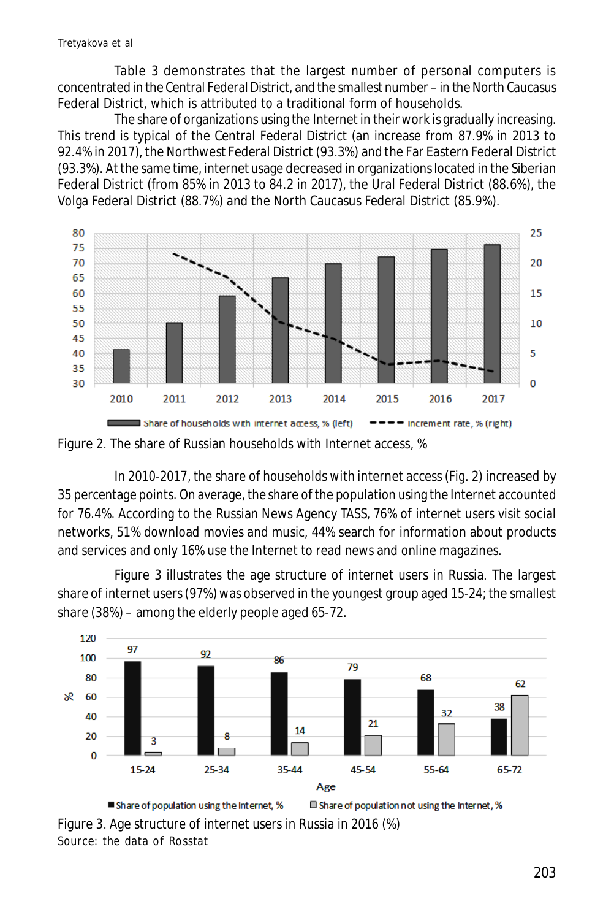Table 3 demonstrates that the largest number of personal computers is concentrated in the Central Federal District, and the smallest number – in the North Caucasus Federal District, which is attributed to a traditional form of households.

The share of organizations using the Internet in their work is gradually increasing. This trend is typical of the Central Federal District (an increase from 87.9% in 2013 to 92.4% in 2017), the Northwest Federal District (93.3%) and the Far Eastern Federal District (93.3%). At the same time, internet usage decreased in organizations located in the Siberian Federal District (from 85% in 2013 to 84.2 in 2017), the Ural Federal District (88.6%), the Volga Federal District (88.7%) and the North Caucasus Federal District (85.9%).

Figure 2. The share of Russian households with Internet access, %

In 2010-2017, the share of households with internet access (Fig. 2) increased by 35 percentage points. On average, the share of the population using the Internet accounted for 76.4%. According to the Russian News Agency TASS, 76% of internet users visit social networks, 51% download movies and music, 44% search for information about products and services and only 16% use the Internet to read news and online magazines.

Figure 3 illustrates the age structure of internet users in Russia. The largest share of internet users (97%) was observed in the youngest group aged 15-24; the smallest share (38%) – among the elderly people aged 65-72.

Figure 3. Age structure of internet users in Russia in 2016 (%)
Source: the data of Rosstat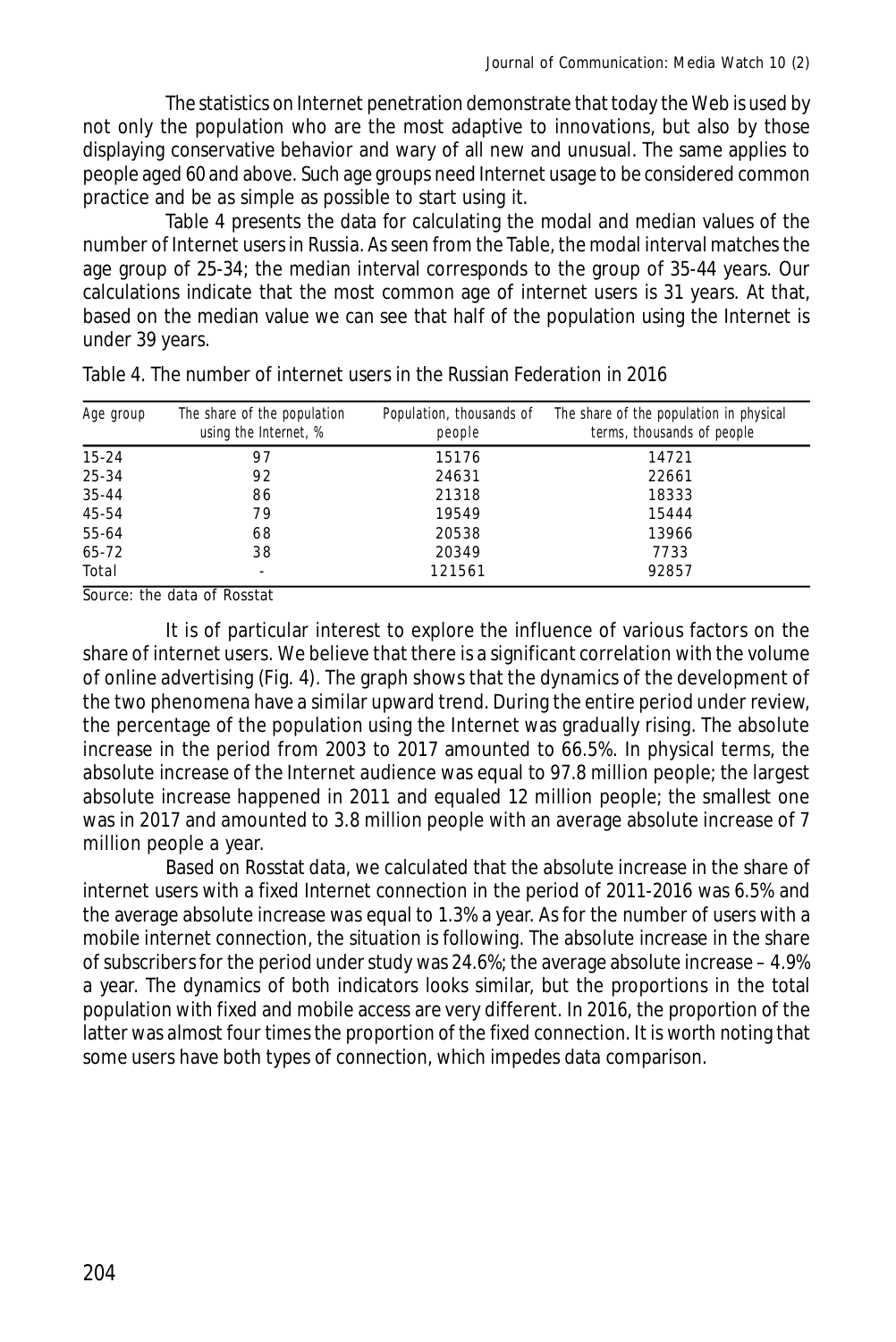The statistics on Internet penetration demonstrate that today the Web is used by not only the population who are the most adaptive to innovations, but also by those displaying conservative behavior and wary of all new and unusual. The same applies to people aged 60 and above. Such age groups need Internet usage to be considered common practice and be as simple as possible to start using it.

Table 4 presents the data for calculating the modal and median values of the number of Internet users in Russia. As seen from the Table, the modal interval matches the age group of 25-34; the median interval corresponds to the group of 35-44 years. Our calculations indicate that the most common age of internet users is 31 years. At that, based on the median value we can see that half of the population using the Internet is under 39 years.

Table 4. The number of internet users in the Russian Federation in 2016

| Age group | The share of the population using the Internet, % | Population, thousands of people | The share of the population in physical terms, thousands of people |
|---|---|---|---|
| 15-24 | 97 | 15176 | 14721 |
| 25-34 | 92 | 24631 | 22661 |
| 35-44 | 86 | 21318 | 18333 |
| 45-54 | 79 | 19549 | 15444 |
| 55-64 | 68 | 20538 | 13966 |
| 65-72 | 38 | 20349 | 7733 |
| Total | - | 121561 | 92857 |

Source: the data of Rosstat

It is of particular interest to explore the influence of various factors on the share of internet users. We believe that there is a significant correlation with the volume of online advertising (Fig. 4). The graph shows that the dynamics of the development of the two phenomena have a similar upward trend. During the entire period under review, the percentage of the population using the Internet was gradually rising. The absolute increase in the period from 2003 to 2017 amounted to 66.5%. In physical terms, the absolute increase of the Internet audience was equal to 97.8 million people; the largest absolute increase happened in 2011 and equaled 12 million people; the smallest one was in 2017 and amounted to 3.8 million people with an average absolute increase of 7 million people a year.

Based on Rosstat data, we calculated that the absolute increase in the share of internet users with a fixed Internet connection in the period of 2011-2016 was 6.5% and the average absolute increase was equal to 1.3% a year. As for the number of users with a mobile internet connection, the situation is following. The absolute increase in the share of subscribers for the period under study was 24.6%; the average absolute increase – 4.9% a year. The dynamics of both indicators looks similar, but the proportions in the total population with fixed and mobile access are very different. In 2016, the proportion of the latter was almost four times the proportion of the fixed connection. It is worth noting that some users have both types of connection, which impedes data comparison.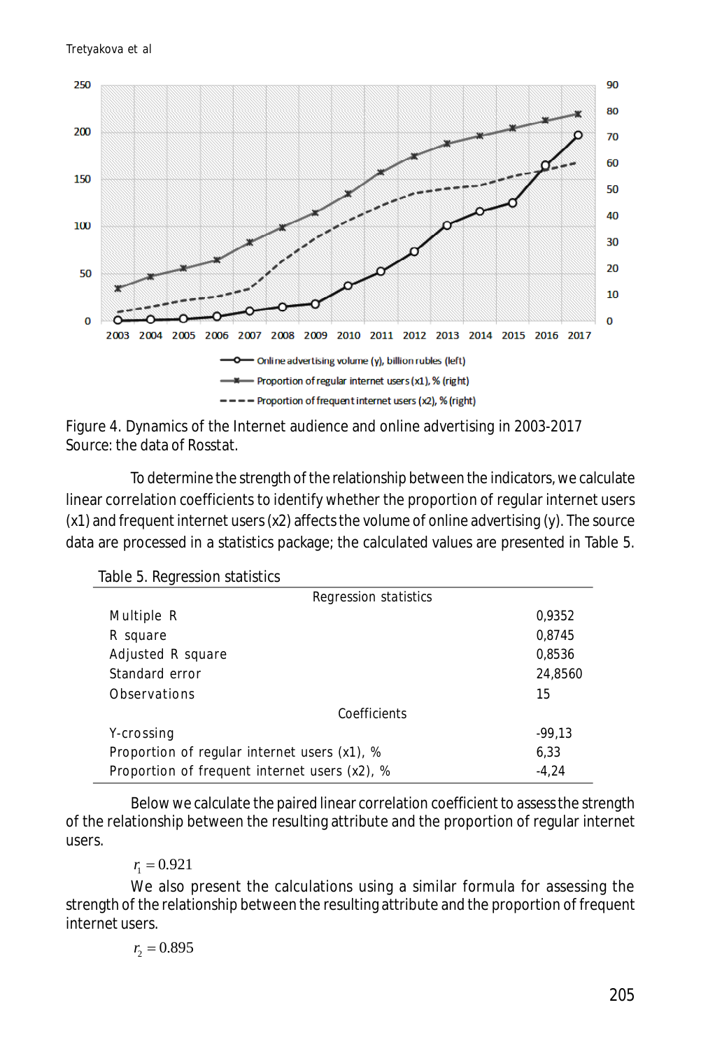Figure 4. Dynamics of the Internet audience and online advertising in 2003-2017
Source: the data of Rosstat.

To determine the strength of the relationship between the indicators, we calculate linear correlation coefficients to identify whether the proportion of regular internet users (x1) and frequent internet users (x2) affects the volume of online advertising (y). The source data are processed in a statistics package; the calculated values are presented in Table 5.

Table 5. Regression statistics

| Regression statistics | |
|---|---|
| Multiple R | 0,9352 |
| R square | 0,8745 |
| Adjusted R square | 0,8536 |
| Standard error | 24,8560 |
| Observations | 15 |
| **Coefficients** | |
| Y-crossing | -99,13 |
| Proportion of regular internet users (x1), % | 6,33 |
| Proportion of frequent internet users (x2), % | -4,24 |

Below we calculate the paired linear correlation coefficient to assess the strength of the relationship between the resulting attribute and the proportion of regular internet users.

$$r_1 = 0.921$$

We also present the calculations using a similar formula for assessing the strength of the relationship between the resulting attribute and the proportion of frequent internet users.

$$r_2 = 0.895$$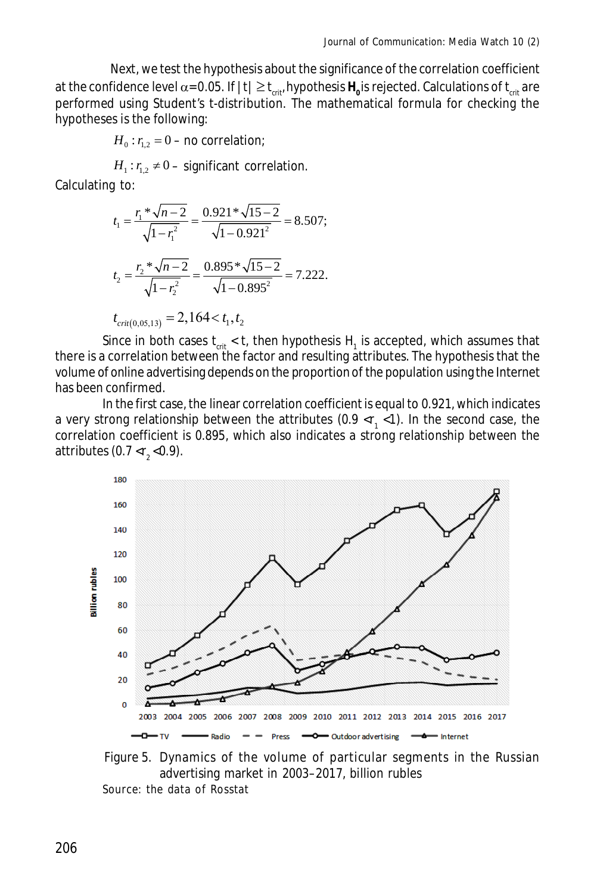Next, we test the hypothesis about the significance of the correlation coefficient at the confidence level $\alpha$=0.05. If $|t| \geq t_{crit}$, hypothesis $\mathbf{H_0}$ is rejected. Calculations of $t_{crit}$ are performed using Student's t-distribution. The mathematical formula for checking the hypotheses is the following:

$H_0 : r_{1,2} = 0$ – no correlation;

$H_1 : r_{1,2} \neq 0$ – significant correlation.

Calculating to:

$$t_1 = \frac{r_1 * \sqrt{n-2}}{\sqrt{1-r_1^2}} = \frac{0.921 * \sqrt{15-2}}{\sqrt{1-0.921^2}} = 8.507;$$

$$t_2 = \frac{r_2 * \sqrt{n-2}}{\sqrt{1-r_2^2}} = \frac{0.895 * \sqrt{15-2}}{\sqrt{1-0.895^2}} = 7.222.$$

$$t_{crit(0,05,13)} = 2,164 < t_1, t_2$$

Since in both cases $t_{crit} < t$, then hypothesis $H_1$ is accepted, which assumes that there is a correlation between the factor and resulting attributes. The hypothesis that the volume of online advertising depends on the proportion of the population using the Internet has been confirmed.

In the first case, the linear correlation coefficient is equal to 0.921, which indicates a very strong relationship between the attributes ($0.9 < r_1 < 1$). In the second case, the correlation coefficient is 0.895, which also indicates a strong relationship between the attributes ($0.7 < r_2 < 0.9$).

Figure 5. Dynamics of the volume of particular segments in the Russian advertising market in 2003–2017, billion rubles

Source: the data of Rosstat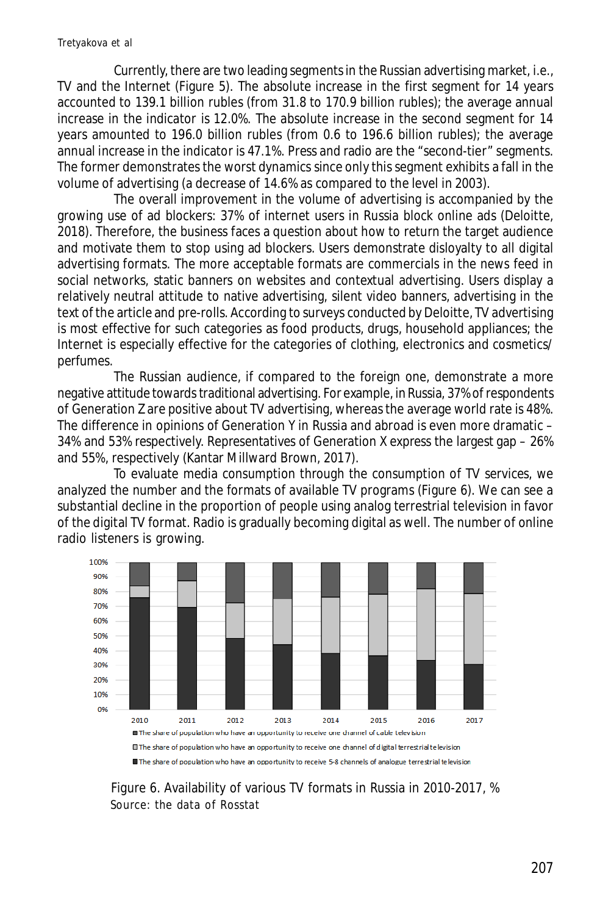Currently, there are two leading segments in the Russian advertising market, i.e., TV and the Internet (Figure 5). The absolute increase in the first segment for 14 years accounted to 139.1 billion rubles (from 31.8 to 170.9 billion rubles); the average annual increase in the indicator is 12.0%. The absolute increase in the second segment for 14 years amounted to 196.0 billion rubles (from 0.6 to 196.6 billion rubles); the average annual increase in the indicator is 47.1%. Press and radio are the "second-tier" segments. The former demonstrates the worst dynamics since only this segment exhibits a fall in the volume of advertising (a decrease of 14.6% as compared to the level in 2003).

The overall improvement in the volume of advertising is accompanied by the growing use of ad blockers: 37% of internet users in Russia block online ads (Deloitte, 2018). Therefore, the business faces a question about how to return the target audience and motivate them to stop using ad blockers. Users demonstrate disloyalty to all digital advertising formats. The more acceptable formats are commercials in the news feed in social networks, static banners on websites and contextual advertising. Users display a relatively neutral attitude to native advertising, silent video banners, advertising in the text of the article and pre-rolls. According to surveys conducted by Deloitte, TV advertising is most effective for such categories as food products, drugs, household appliances; the Internet is especially effective for the categories of clothing, electronics and cosmetics/perfumes.

The Russian audience, if compared to the foreign one, demonstrate a more negative attitude towards traditional advertising. For example, in Russia, 37% of respondents of Generation Z are positive about TV advertising, whereas the average world rate is 48%. The difference in opinions of Generation Y in Russia and abroad is even more dramatic – 34% and 53% respectively. Representatives of Generation X express the largest gap – 26% and 55%, respectively (Kantar Millward Brown, 2017).

To evaluate media consumption through the consumption of TV services, we analyzed the number and the formats of available TV programs (Figure 6). We can see a substantial decline in the proportion of people using analog terrestrial television in favor of the digital TV format. Radio is gradually becoming digital as well. The number of online radio listeners is growing.

Figure 6. Availability of various TV formats in Russia in 2010-2017, %
Source: the data of Rosstat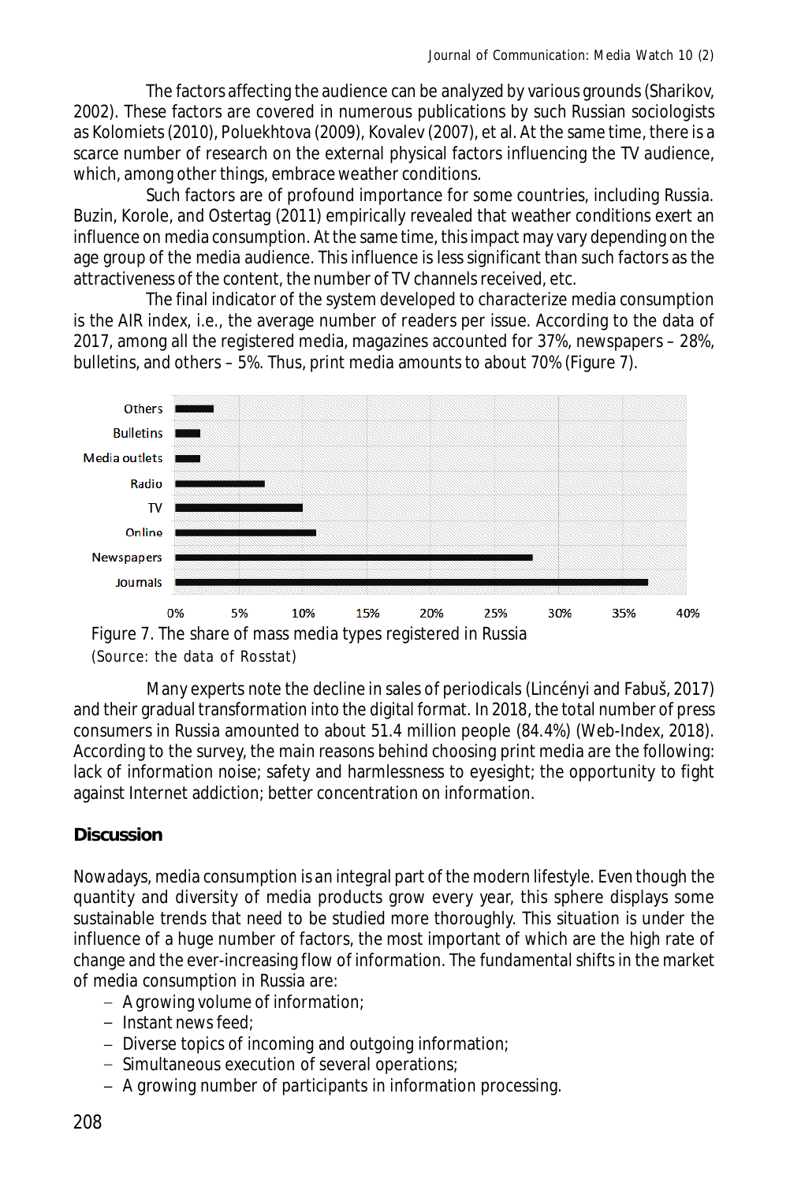The factors affecting the audience can be analyzed by various grounds (Sharikov, 2002). These factors are covered in numerous publications by such Russian sociologists as Kolomiets (2010), Poluekhtova (2009), Kovalev (2007), et al. At the same time, there is a scarce number of research on the external physical factors influencing the TV audience, which, among other things, embrace weather conditions.

Such factors are of profound importance for some countries, including Russia. Buzin, Korole, and Ostertag (2011) empirically revealed that weather conditions exert an influence on media consumption. At the same time, this impact may vary depending on the age group of the media audience. This influence is less significant than such factors as the attractiveness of the content, the number of TV channels received, etc.

The final indicator of the system developed to characterize media consumption is the AIR index, i.e., the average number of readers per issue. According to the data of 2017, among all the registered media, magazines accounted for 37%, newspapers – 28%, bulletins, and others – 5%. Thus, print media amounts to about 70% (Figure 7).

Figure 7. The share of mass media types registered in Russia
(Source: the data of Rosstat)

Many experts note the decline in sales of periodicals (Lincényi and Fabuš, 2017) and their gradual transformation into the digital format. In 2018, the total number of press consumers in Russia amounted to about 51.4 million people (84.4%) (Web-Index, 2018). According to the survey, the main reasons behind choosing print media are the following: lack of information noise; safety and harmlessness to eyesight; the opportunity to fight against Internet addiction; better concentration on information.

## Discussion

Nowadays, media consumption is an integral part of the modern lifestyle. Even though the quantity and diversity of media products grow every year, this sphere displays some sustainable trends that need to be studied more thoroughly. This situation is under the influence of a huge number of factors, the most important of which are the high rate of change and the ever-increasing flow of information. The fundamental shifts in the market of media consumption in Russia are:

- A growing volume of information;
- Instant news feed;
- Diverse topics of incoming and outgoing information;
- Simultaneous execution of several operations;
- A growing number of participants in information processing.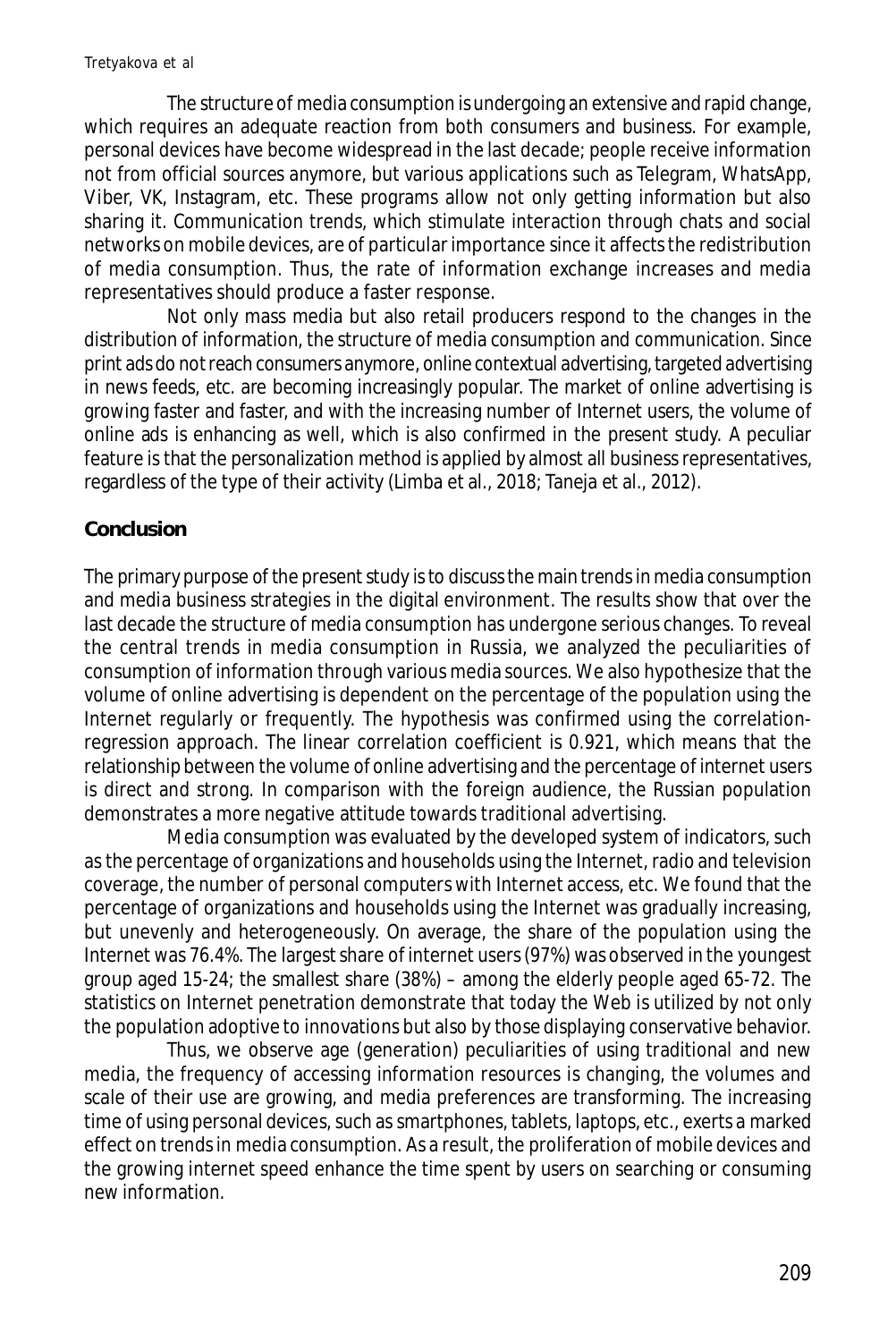The structure of media consumption is undergoing an extensive and rapid change, which requires an adequate reaction from both consumers and business. For example, personal devices have become widespread in the last decade; people receive information not from official sources anymore, but various applications such as Telegram, WhatsApp, Viber, VK, Instagram, etc. These programs allow not only getting information but also sharing it. Communication trends, which stimulate interaction through chats and social networks on mobile devices, are of particular importance since it affects the redistribution of media consumption. Thus, the rate of information exchange increases and media representatives should produce a faster response.

Not only mass media but also retail producers respond to the changes in the distribution of information, the structure of media consumption and communication. Since print ads do not reach consumers anymore, online contextual advertising, targeted advertising in news feeds, etc. are becoming increasingly popular. The market of online advertising is growing faster and faster, and with the increasing number of Internet users, the volume of online ads is enhancing as well, which is also confirmed in the present study. A peculiar feature is that the personalization method is applied by almost all business representatives, regardless of the type of their activity (Limba et al., 2018; Taneja et al., 2012).

## Conclusion

The primary purpose of the present study is to discuss the main trends in media consumption and media business strategies in the digital environment. The results show that over the last decade the structure of media consumption has undergone serious changes. To reveal the central trends in media consumption in Russia, we analyzed the peculiarities of consumption of information through various media sources. We also hypothesize that the volume of online advertising is dependent on the percentage of the population using the Internet regularly or frequently. The hypothesis was confirmed using the correlation-regression approach. The linear correlation coefficient is 0.921, which means that the relationship between the volume of online advertising and the percentage of internet users is direct and strong. In comparison with the foreign audience, the Russian population demonstrates a more negative attitude towards traditional advertising.

Media consumption was evaluated by the developed system of indicators, such as the percentage of organizations and households using the Internet, radio and television coverage, the number of personal computers with Internet access, etc. We found that the percentage of organizations and households using the Internet was gradually increasing, but unevenly and heterogeneously. On average, the share of the population using the Internet was 76.4%. The largest share of internet users (97%) was observed in the youngest group aged 15-24; the smallest share (38%) – among the elderly people aged 65-72. The statistics on Internet penetration demonstrate that today the Web is utilized by not only the population adoptive to innovations but also by those displaying conservative behavior.

Thus, we observe age (generation) peculiarities of using traditional and new media, the frequency of accessing information resources is changing, the volumes and scale of their use are growing, and media preferences are transforming. The increasing time of using personal devices, such as smartphones, tablets, laptops, etc., exerts a marked effect on trends in media consumption. As a result, the proliferation of mobile devices and the growing internet speed enhance the time spent by users on searching or consuming new information.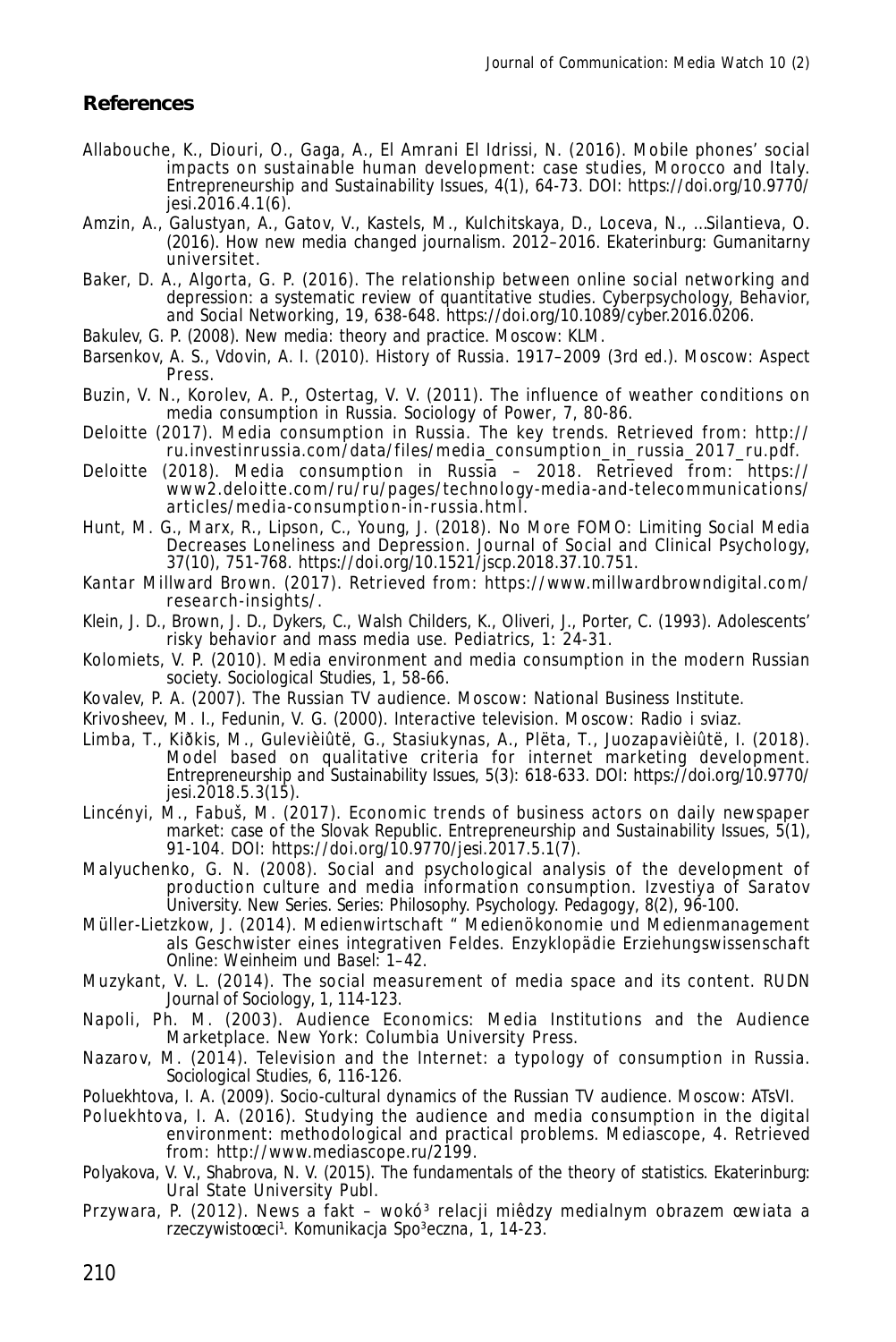## References

Allabouche, K., Diouri, O., Gaga, A., El Amrani El Idrissi, N. (2016). Mobile phones' social impacts on sustainable human development: case studies, Morocco and Italy. Entrepreneurship and Sustainability Issues, 4(1), 64-73. DOI: https://doi.org/10.9770/jesi.2016.4.1(6).

Amzin, A., Galustyan, A., Gatov, V., Kastels, M., Kulchitskaya, D., Loceva, N., …Silantieva, O. (2016). How new media changed journalism. 2012–2016. Ekaterinburg: Gumanitarny universitet.

Baker, D. A., Algorta, G. P. (2016). The relationship between online social networking and depression: a systematic review of quantitative studies. Cyberpsychology, Behavior, and Social Networking, 19, 638-648. https://doi.org/10.1089/cyber.2016.0206.

Bakulev, G. P. (2008). New media: theory and practice. Moscow: KLM.

Barsenkov, A. S., Vdovin, A. I. (2010). History of Russia. 1917–2009 (3rd ed.). Moscow: Aspect Press.

Buzin, V. N., Korolev, A. P., Ostertag, V. V. (2011). The influence of weather conditions on media consumption in Russia. Sociology of Power, 7, 80-86.

Deloitte (2017). Media consumption in Russia. The key trends. Retrieved from: http://ru.investinrussia.com/data/files/media_consumption_in_russia_2017_ru.pdf.

Deloitte (2018). Media consumption in Russia – 2018. Retrieved from: https://www2.deloitte.com/ru/ru/pages/technology-media-and-telecommunications/articles/media-consumption-in-russia.html.

Hunt, M. G., Marx, R., Lipson, C., Young, J. (2018). No More FOMO: Limiting Social Media Decreases Loneliness and Depression. Journal of Social and Clinical Psychology, 37(10), 751-768. https://doi.org/10.1521/jscp.2018.37.10.751.

Kantar Millward Brown. (2017). Retrieved from: https://www.millwardbrowndigital.com/research-insights/.

Klein, J. D., Brown, J. D., Dykers, C., Walsh Childers, K., Oliveri, J., Porter, C. (1993). Adolescents' risky behavior and mass media use. Pediatrics, 1: 24-31.

Kolomiets, V. P. (2010). Media environment and media consumption in the modern Russian society. Sociological Studies, 1, 58-66.

Kovalev, P. A. (2007). The Russian TV audience. Moscow: National Business Institute.

Krivosheev, M. I., Fedunin, V. G. (2000). Interactive television. Moscow: Radio i sviaz.

Limba, T., Kiðkis, M., Gulevièiûtë, G., Stasiukynas, A., Plëta, T., Juozapavièiûtë, I. (2018). Model based on qualitative criteria for internet marketing development. Entrepreneurship and Sustainability Issues, 5(3): 618-633. DOI: https://doi.org/10.9770/jesi.2018.5.3(15).

Lincényi, M., Fabuš, M. (2017). Economic trends of business actors on daily newspaper market: case of the Slovak Republic. Entrepreneurship and Sustainability Issues, 5(1), 91-104. DOI: https://doi.org/10.9770/jesi.2017.5.1(7).

Malyuchenko, G. N. (2008). Social and psychological analysis of the development of production culture and media information consumption. Izvestiya of Saratov University. New Series. Series: Philosophy. Psychology. Pedagogy, 8(2), 96-100.

Müller-Lietzkow, J. (2014). Medienwirtschaft " Medienökonomie und Medienmanagement als Geschwister eines integrativen Feldes. Enzyklopädie Erziehungswissenschaft Online: Weinheim und Basel: 1–42.

Muzykant, V. L. (2014). The social measurement of media space and its content. RUDN Journal of Sociology, 1, 114-123.

Napoli, Ph. M. (2003). Audience Economics: Media Institutions and the Audience Marketplace. New York: Columbia University Press.

Nazarov, M. (2014). Television and the Internet: a typology of consumption in Russia. Sociological Studies, 6, 116-126.

Poluekhtova, I. A. (2009). Socio-cultural dynamics of the Russian TV audience. Moscow: ATsVI.

Poluekhtova, I. A. (2016). Studying the audience and media consumption in the digital environment: methodological and practical problems. Mediascope, 4. Retrieved from: http://www.mediascope.ru/2199.

Polyakova, V. V., Shabrova, N. V. (2015). The fundamentals of the theory of statistics. Ekaterinburg: Ural State University Publ.

Przywara, P. (2012). News a fakt – wokó³ relacji miêdzy medialnym obrazem œwiata a rzeczywistoœci¹. Komunikacja Spo³eczna, 1, 14-23.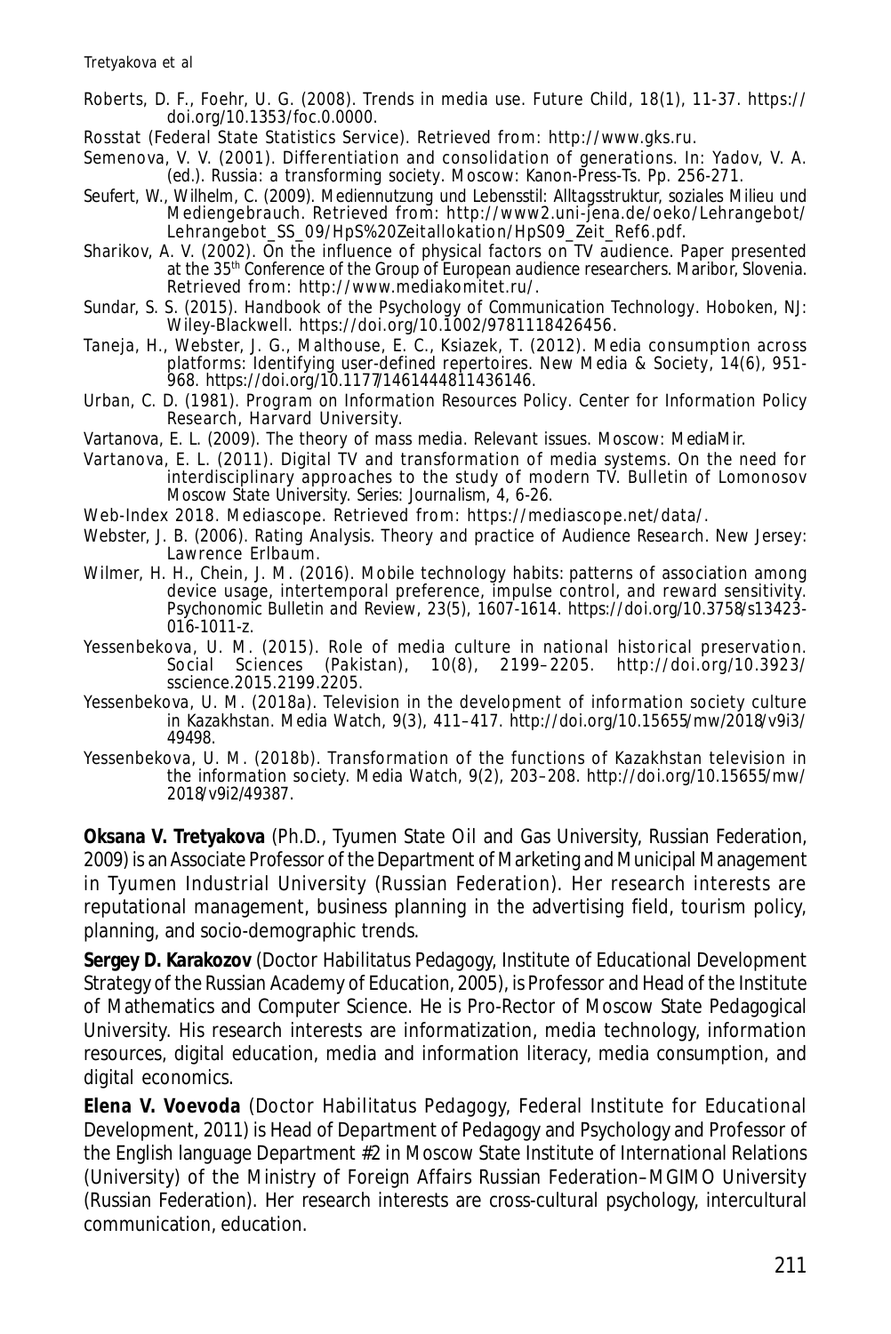Roberts, D. F., Foehr, U. G. (2008). Trends in media use. Future Child, 18(1), 11-37. https://doi.org/10.1353/foc.0.0000.

Rosstat (Federal State Statistics Service). Retrieved from: http://www.gks.ru.

Semenova, V. V. (2001). Differentiation and consolidation of generations. In: Yadov, V. A. (ed.). Russia: a transforming society. Moscow: Kanon-Press-Ts. Pp. 256-271.

Seufert, W., Wilhelm, C. (2009). Mediennutzung und Lebensstil: Alltagsstruktur, soziales Milieu und Mediengebrauch. Retrieved from: http://www2.uni-jena.de/oeko/Lehrangebot/Lehrangebot_SS_09/HpS%20Zeitallokation/HpS09_Zeit_Ref6.pdf.

Sharikov, A. V. (2002). On the influence of physical factors on TV audience. Paper presented at the 35th Conference of the Group of European audience researchers. Maribor, Slovenia. Retrieved from: http://www.mediakomitet.ru/.

Sundar, S. S. (2015). Handbook of the Psychology of Communication Technology. Hoboken, NJ: Wiley-Blackwell. https://doi.org/10.1002/9781118426456.

Taneja, H., Webster, J. G., Malthouse, E. C., Ksiazek, T. (2012). Media consumption across platforms: Identifying user-defined repertoires. New Media & Society, 14(6), 951-968. https://doi.org/10.1177/1461444811436146.

Urban, C. D. (1981). Program on Information Resources Policy. Center for Information Policy Research, Harvard University.

Vartanova, E. L. (2009). The theory of mass media. Relevant issues. Moscow: MediaMir.

Vartanova, E. L. (2011). Digital TV and transformation of media systems. On the need for interdisciplinary approaches to the study of modern TV. Bulletin of Lomonosov Moscow State University. Series: Journalism, 4, 6-26.

Web-Index 2018. Mediascope. Retrieved from: https://mediascope.net/data/.

Webster, J. B. (2006). Rating Analysis. Theory and practice of Audience Research. New Jersey: Lawrence Erlbaum.

Wilmer, H. H., Chein, J. M. (2016). Mobile technology habits: patterns of association among device usage, intertemporal preference, impulse control, and reward sensitivity. Psychonomic Bulletin and Review, 23(5), 1607-1614. https://doi.org/10.3758/s13423-016-1011-z.

Yessenbekova, U. M. (2015). Role of media culture in national historical preservation. Social Sciences (Pakistan), 10(8), 2199–2205. http://doi.org/10.3923/sscience.2015.2199.2205.

Yessenbekova, U. M. (2018a). Television in the development of information society culture in Kazakhstan. Media Watch, 9(3), 411–417. http://doi.org/10.15655/mw/2018/v9i3/49498.

Yessenbekova, U. M. (2018b). Transformation of the functions of Kazakhstan television in the information society. Media Watch, 9(2), 203–208. http://doi.org/10.15655/mw/2018/v9i2/49387.

**Oksana V. Tretyakova** (Ph.D., Tyumen State Oil and Gas University, Russian Federation, 2009) is an Associate Professor of the Department of Marketing and Municipal Management in Tyumen Industrial University (Russian Federation). Her research interests are reputational management, business planning in the advertising field, tourism policy, planning, and socio-demographic trends.

**Sergey D. Karakozov** (Doctor Habilitatus Pedagogy, Institute of Educational Development Strategy of the Russian Academy of Education, 2005), is Professor and Head of the Institute of Mathematics and Computer Science. He is Pro-Rector of Moscow State Pedagogical University. His research interests are informatization, media technology, information resources, digital education, media and information literacy, media consumption, and digital economics.

**Elena V. Voevoda** (Doctor Habilitatus Pedagogy, Federal Institute for Educational Development, 2011) is Head of Department of Pedagogy and Psychology and Professor of the English language Department #2 in Moscow State Institute of International Relations (University) of the Ministry of Foreign Affairs Russian Federation–MGIMO University (Russian Federation). Her research interests are cross-cultural psychology, intercultural communication, education.